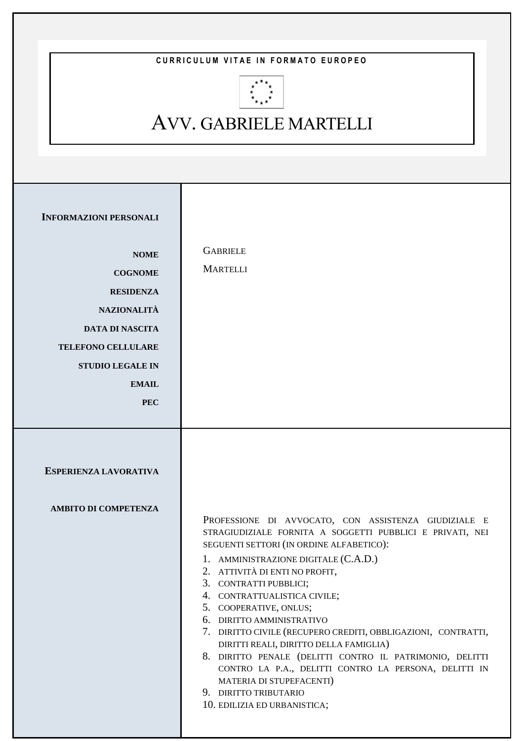CURRICULUM VITAE IN FORMATO EUROPEO

# AVV. GABRIELE MARTELLI

## INFORMAZIONI PERSONALI

| | |
|---|---|
| **NOME** | GABRIELE |
| **COGNOME** | MARTELLI |
| **RESIDENZA** | |
| **NAZIONALITÀ** | |
| **DATA DI NASCITA** | |
| **TELEFONO CELLULARE** | |
| **STUDIO LEGALE IN** | |
| **EMAIL** | |
| **PEC** | |

## ESPERIENZA LAVORATIVA

**AMBITO DI COMPETENZA**

PROFESSIONE DI AVVOCATO, CON ASSISTENZA GIUDIZIALE E STRAGIUDIZIALE FORNITA A SOGGETTI PUBBLICI E PRIVATI, NEI SEGUENTI SETTORI (IN ORDINE ALFABETICO):

1. AMMINISTRAZIONE DIGITALE (C.A.D.)
2. ATTIVITÀ DI ENTI NO PROFIT,
3. CONTRATTI PUBBLICI;
4. CONTRATTUALISTICA CIVILE;
5. COOPERATIVE, ONLUS;
6. DIRITTO AMMINISTRATIVO
7. DIRITTO CIVILE (RECUPERO CREDITI, OBBLIGAZIONI, CONTRATTI, DIRITTI REALI, DIRITTO DELLA FAMIGLIA)
8. DIRITTO PENALE (DELITTI CONTRO IL PATRIMONIO, DELITTI CONTRO LA P.A., DELITTI CONTRO LA PERSONA, DELITTI IN MATERIA DI STUPEFACENTI)
9. DIRITTO TRIBUTARIO
10. EDILIZIA ED URBANISTICA;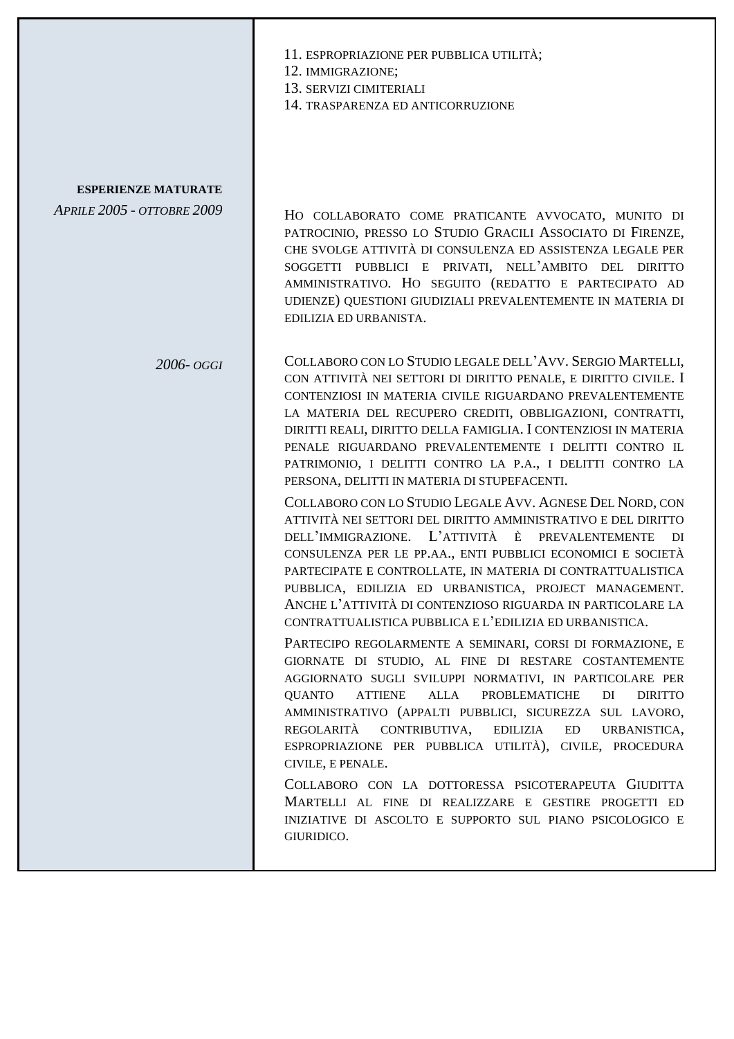11. espropriazione per pubblica utilità;
12. immigrazione;
13. servizi cimiteriali
14. trasparenza ed anticorruzione

**ESPERIENZE MATURATE**

*Aprile 2005 - ottobre 2009*

Ho collaborato come praticante avvocato, munito di patrocinio, presso lo Studio Gracili Associato di Firenze, che svolge attività di consulenza ed assistenza legale per soggetti pubblici e privati, nell'ambito del diritto amministrativo. Ho seguito (redatto e partecipato ad udienze) questioni giudiziali prevalentemente in materia di edilizia ed urbanista.

*2006- oggi*

Collaboro con lo Studio legale dell'Avv. Sergio Martelli, con attività nei settori di diritto penale, e diritto civile. I contenziosi in materia civile riguardano prevalentemente la materia del recupero crediti, obbligazioni, contratti, diritti reali, diritto della famiglia. I contenziosi in materia penale riguardano prevalentemente i delitti contro il patrimonio, i delitti contro la P.A., i delitti contro la persona, delitti in materia di stupefacenti.

Collaboro con lo Studio Legale Avv. Agnese Del Nord, con attività nei settori del diritto amministrativo e del diritto dell'immigrazione. L'attività è prevalentemente di consulenza per le PP.AA., enti pubblici economici e società partecipate e controllate, in materia di contrattualistica pubblica, edilizia ed urbanistica, project management. Anche l'attività di contenzioso riguarda in particolare la contrattualistica pubblica e l'edilizia ed urbanistica.

Partecipo regolarmente a seminari, corsi di formazione, e giornate di studio, al fine di restare costantemente aggiornato sugli sviluppi normativi, in particolare per quanto attiene alla problematiche di diritto amministrativo (appalti pubblici, sicurezza sul lavoro, regolarità contributiva, edilizia ed urbanistica, espropriazione per pubblica utilità), civile, procedura civile, e penale.

Collaboro con la dottoressa psicoterapeuta Giuditta Martelli al fine di realizzare e gestire progetti ed iniziative di ascolto e supporto sul piano psicologico e giuridico.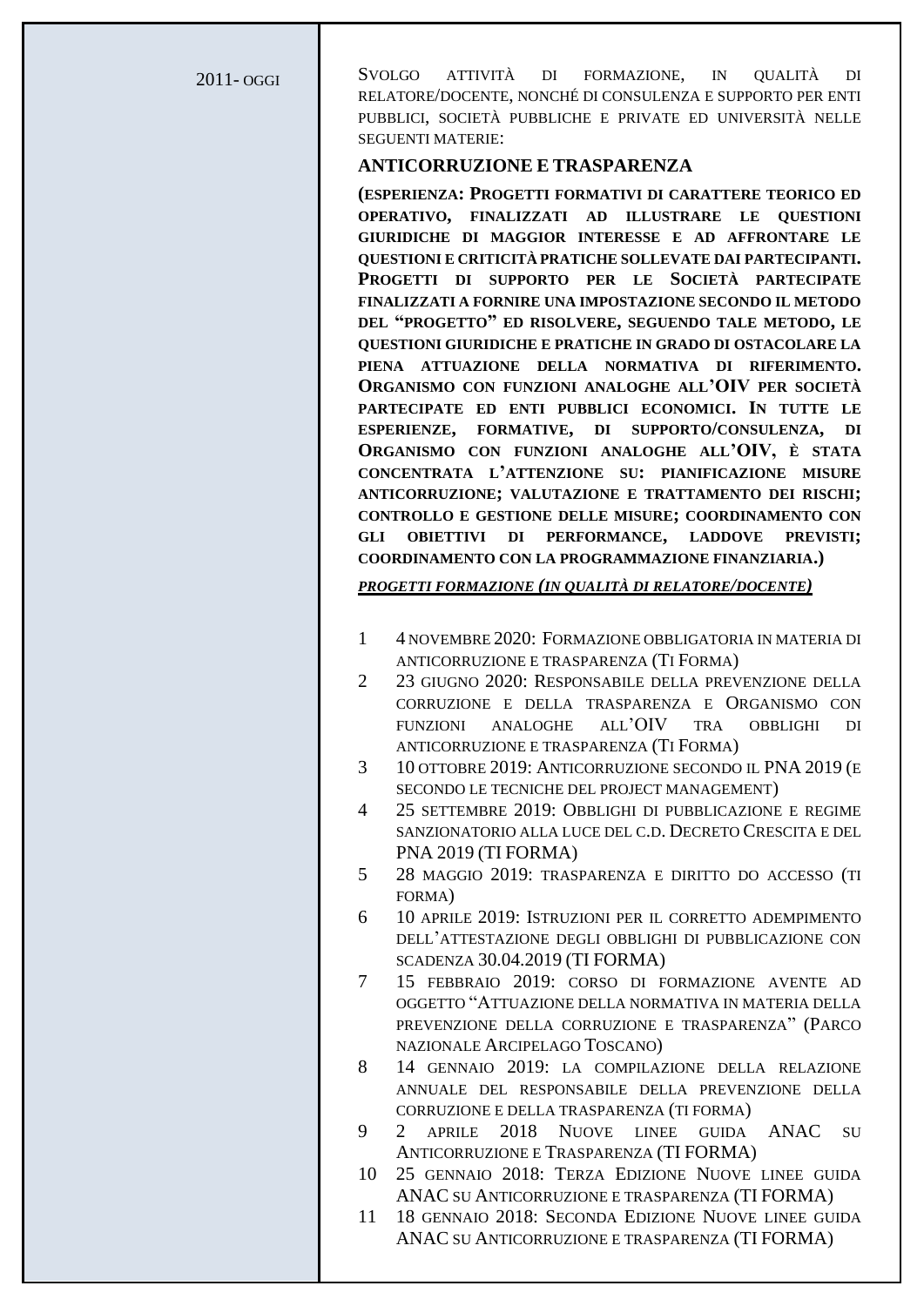2011- OGGI

SVOLGO ATTIVITÀ DI FORMAZIONE, IN QUALITÀ DI RELATORE/DOCENTE, NONCHÉ DI CONSULENZA E SUPPORTO PER ENTI PUBBLICI, SOCIETÀ PUBBLICHE E PRIVATE ED UNIVERSITÀ NELLE SEGUENTI MATERIE:

**ANTICORRUZIONE E TRASPARENZA**

**(ESPERIENZA: PROGETTI FORMATIVI DI CARATTERE TEORICO ED OPERATIVO, FINALIZZATI AD ILLUSTRARE LE QUESTIONI GIURIDICHE DI MAGGIOR INTERESSE E AD AFFRONTARE LE QUESTIONI E CRITICITÀ PRATICHE SOLLEVATE DAI PARTECIPANTI. PROGETTI DI SUPPORTO PER LE SOCIETÀ PARTECIPATE FINALIZZATI A FORNIRE UNA IMPOSTAZIONE SECONDO IL METODO DEL "PROGETTO" ED RISOLVERE, SEGUENDO TALE METODO, LE QUESTIONI GIURIDICHE E PRATICHE IN GRADO DI OSTACOLARE LA PIENA ATTUAZIONE DELLA NORMATIVA DI RIFERIMENTO. ORGANISMO CON FUNZIONI ANALOGHE ALL'OIV PER SOCIETÀ PARTECIPATE ED ENTI PUBBLICI ECONOMICI. IN TUTTE LE ESPERIENZE, FORMATIVE, DI SUPPORTO/CONSULENZA, DI ORGANISMO CON FUNZIONI ANALOGHE ALL'OIV, È STATA CONCENTRATA L'ATTENZIONE SU: PIANIFICAZIONE MISURE ANTICORRUZIONE; VALUTAZIONE E TRATTAMENTO DEI RISCHI; CONTROLLO E GESTIONE DELLE MISURE; COORDINAMENTO CON GLI OBIETTIVI DI PERFORMANCE, LADDOVE PREVISTI; COORDINAMENTO CON LA PROGRAMMAZIONE FINANZIARIA.)**

***PROGETTI FORMAZIONE (IN QUALITÀ DI RELATORE/DOCENTE)***

1. 4 NOVEMBRE 2020: FORMAZIONE OBBLIGATORIA IN MATERIA DI ANTICORRUZIONE E TRASPARENZA (TI FORMA)
2. 23 GIUGNO 2020: RESPONSABILE DELLA PREVENZIONE DELLA CORRUZIONE E DELLA TRASPARENZA E ORGANISMO CON FUNZIONI ANALOGHE ALL'OIV TRA OBBLIGHI DI ANTICORRUZIONE E TRASPARENZA (TI FORMA)
3. 10 OTTOBRE 2019: ANTICORRUZIONE SECONDO IL PNA 2019 (E SECONDO LE TECNICHE DEL PROJECT MANAGEMENT)
4. 25 SETTEMBRE 2019: OBBLIGHI DI PUBBLICAZIONE E REGIME SANZIONATORIO ALLA LUCE DEL C.D. DECRETO CRESCITA E DEL PNA 2019 (TI FORMA)
5. 28 MAGGIO 2019: TRASPARENZA E DIRITTO DO ACCESSO (TI FORMA)
6. 10 APRILE 2019: ISTRUZIONI PER IL CORRETTO ADEMPIMENTO DELL'ATTESTAZIONE DEGLI OBBLIGHI DI PUBBLICAZIONE CON SCADENZA 30.04.2019 (TI FORMA)
7. 15 FEBBRAIO 2019: CORSO DI FORMAZIONE AVENTE AD OGGETTO "ATTUAZIONE DELLA NORMATIVA IN MATERIA DELLA PREVENZIONE DELLA CORRUZIONE E TRASPARENZA" (PARCO NAZIONALE ARCIPELAGO TOSCANO)
8. 14 GENNAIO 2019: LA COMPILAZIONE DELLA RELAZIONE ANNUALE DEL RESPONSABILE DELLA PREVENZIONE DELLA CORRUZIONE E DELLA TRASPARENZA (TI FORMA)
9. 2 APRILE 2018 NUOVE LINEE GUIDA ANAC SU ANTICORRUZIONE E TRASPARENZA (TI FORMA)
10. 25 GENNAIO 2018: TERZA EDIZIONE NUOVE LINEE GUIDA ANAC SU ANTICORRUZIONE E TRASPARENZA (TI FORMA)
11. 18 GENNAIO 2018: SECONDA EDIZIONE NUOVE LINEE GUIDA ANAC SU ANTICORRUZIONE E TRASPARENZA (TI FORMA)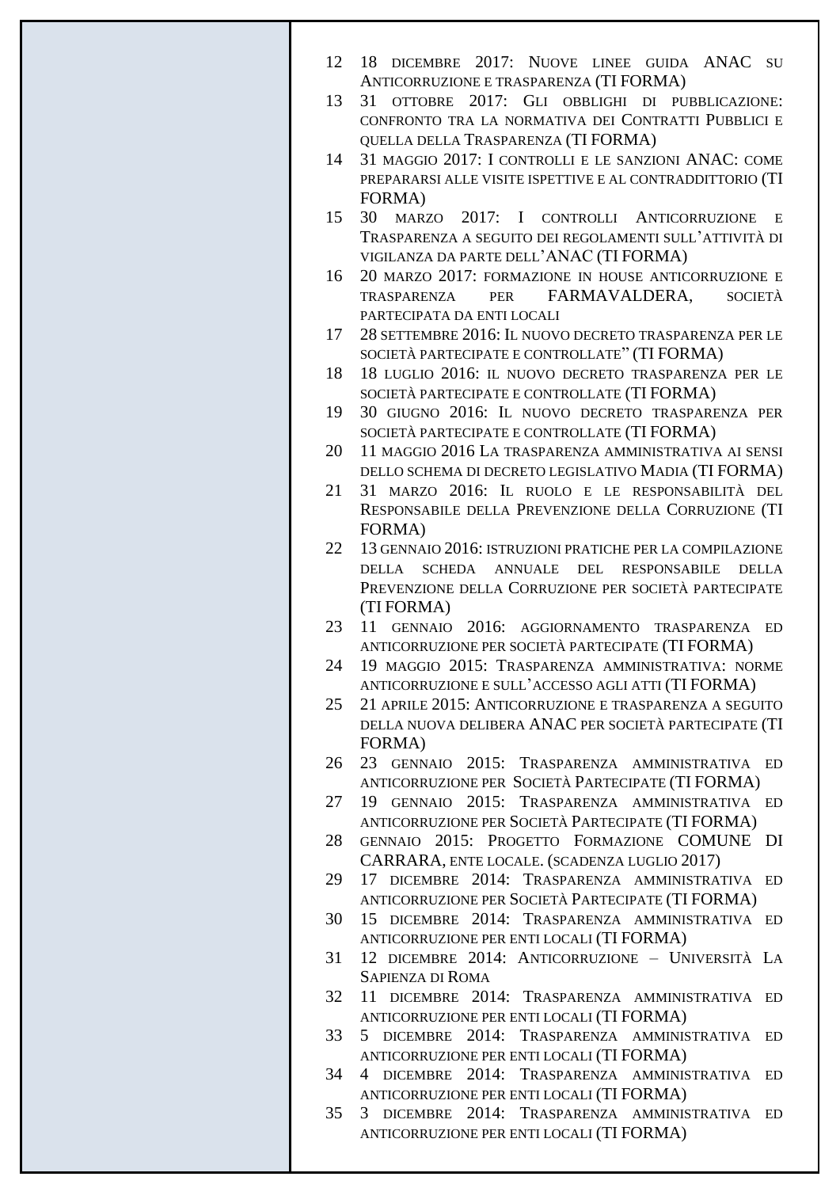12 18 dicembre 2017: Nuove linee guida ANAC su Anticorruzione e trasparenza (TI FORMA)

13 31 ottobre 2017: Gli obblighi di pubblicazione: confronto tra la normativa dei Contratti Pubblici e quella della Trasparenza (TI FORMA)

14 31 maggio 2017: I controlli e le sanzioni ANAC: come prepararsi alle visite ispettive e al contraddittorio (TI FORMA)

15 30 marzo 2017: I controlli Anticorruzione e Trasparenza a seguito dei regolamenti sull'attività di vigilanza da parte dell'ANAC (TI FORMA)

16 20 marzo 2017: formazione in house anticorruzione e trasparenza per FARMAVALDERA, società partecipata da enti locali

17 28 settembre 2016: Il nuovo decreto trasparenza per le società partecipate e controllate" (TI FORMA)

18 18 luglio 2016: il nuovo decreto trasparenza per le società partecipate e controllate (TI FORMA)

19 30 giugno 2016: Il nuovo decreto trasparenza per società partecipate e controllate (TI FORMA)

20 11 maggio 2016 La trasparenza amministrativa ai sensi dello schema di decreto legislativo Madia (TI FORMA)

21 31 marzo 2016: Il ruolo e le responsabilità del Responsabile della Prevenzione della Corruzione (TI FORMA)

22 13 gennaio 2016: istruzioni pratiche per la compilazione della scheda annuale del responsabile della Prevenzione della Corruzione per società partecipate (TI FORMA)

23 11 gennaio 2016: aggiornamento trasparenza ed anticorruzione per società partecipate (TI FORMA)

24 19 maggio 2015: Trasparenza amministrativa: norme anticorruzione e sull'accesso agli atti (TI FORMA)

25 21 aprile 2015: Anticorruzione e trasparenza a seguito della nuova delibera ANAC per società partecipate (TI FORMA)

26 23 gennaio 2015: Trasparenza amministrativa ed anticorruzione per Società Partecipate (TI FORMA)

27 19 gennaio 2015: Trasparenza amministrativa ed anticorruzione per Società Partecipate (TI FORMA)

28 gennaio 2015: Progetto Formazione COMUNE DI CARRARA, ente locale. (scadenza luglio 2017)

29 17 dicembre 2014: Trasparenza amministrativa ed anticorruzione per Società Partecipate (TI FORMA)

30 15 dicembre 2014: Trasparenza amministrativa ed anticorruzione per enti locali (TI FORMA)

31 12 dicembre 2014: Anticorruzione – Università La Sapienza di Roma

32 11 dicembre 2014: Trasparenza amministrativa ed anticorruzione per enti locali (TI FORMA)

33 5 dicembre 2014: Trasparenza amministrativa ed anticorruzione per enti locali (TI FORMA)

34 4 dicembre 2014: Trasparenza amministrativa ed anticorruzione per enti locali (TI FORMA)

35 3 dicembre 2014: Trasparenza amministrativa ed anticorruzione per enti locali (TI FORMA)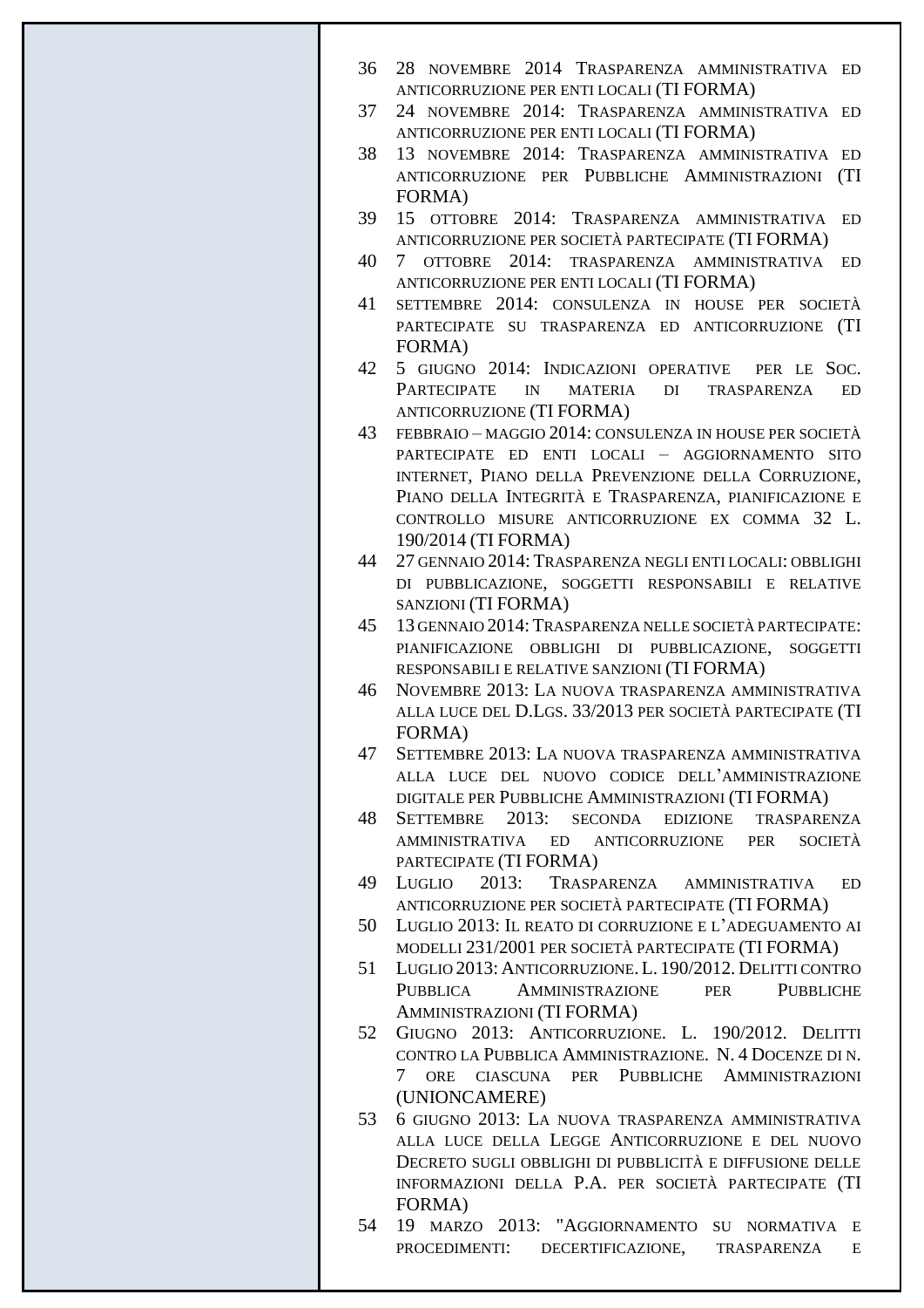36 28 novembre 2014 Trasparenza amministrativa ed anticorruzione per enti locali (TI FORMA)

37 24 novembre 2014: Trasparenza amministrativa ed anticorruzione per enti locali (TI FORMA)

38 13 novembre 2014: Trasparenza amministrativa ed anticorruzione per Pubbliche Amministrazioni (TI FORMA)

39 15 ottobre 2014: Trasparenza amministrativa ed anticorruzione per società partecipate (TI FORMA)

40 7 ottobre 2014: trasparenza amministrativa ed anticorruzione per enti locali (TI FORMA)

41 settembre 2014: consulenza in house per società partecipate su trasparenza ed anticorruzione (TI FORMA)

42 5 giugno 2014: Indicazioni operative per le Soc. Partecipate in materia di trasparenza ed anticorruzione (TI FORMA)

43 febbraio – maggio 2014: consulenza in house per società partecipate ed enti locali – aggiornamento sito internet, Piano della Prevenzione della Corruzione, Piano della Integrità e Trasparenza, pianificazione e controllo misure anticorruzione ex comma 32 L. 190/2014 (TI FORMA)

44 27 gennaio 2014: Trasparenza negli enti locali: obblighi di pubblicazione, soggetti responsabili e relative sanzioni (TI FORMA)

45 13 gennaio 2014: Trasparenza nelle società partecipate: pianificazione obblighi di pubblicazione, soggetti responsabili e relative sanzioni (TI FORMA)

46 Novembre 2013: La nuova trasparenza amministrativa alla luce del D.Lgs. 33/2013 per società partecipate (TI FORMA)

47 Settembre 2013: La nuova trasparenza amministrativa alla luce del nuovo codice dell'amministrazione digitale per Pubbliche Amministrazioni (TI FORMA)

48 Settembre 2013: seconda edizione trasparenza amministrativa ed anticorruzione per società partecipate (TI FORMA)

49 Luglio 2013: Trasparenza amministrativa ed anticorruzione per società partecipate (TI FORMA)

50 Luglio 2013: Il reato di corruzione e l'adeguamento ai modelli 231/2001 per società partecipate (TI FORMA)

51 Luglio 2013: Anticorruzione. L. 190/2012. Delitti contro Pubblica Amministrazione per Pubbliche Amministrazioni (TI FORMA)

52 Giugno 2013: Anticorruzione. L. 190/2012. Delitti contro la Pubblica Amministrazione. N. 4 Docenze di n. 7 ore ciascuna per Pubbliche Amministrazioni (UNIONCAMERE)

53 6 giugno 2013: La nuova trasparenza amministrativa alla luce della Legge Anticorruzione e del nuovo Decreto sugli obblighi di pubblicità e diffusione delle informazioni della P.A. per società partecipate (TI FORMA)

54 19 marzo 2013: "Aggiornamento su normativa e procedimenti: decertificazione, trasparenza e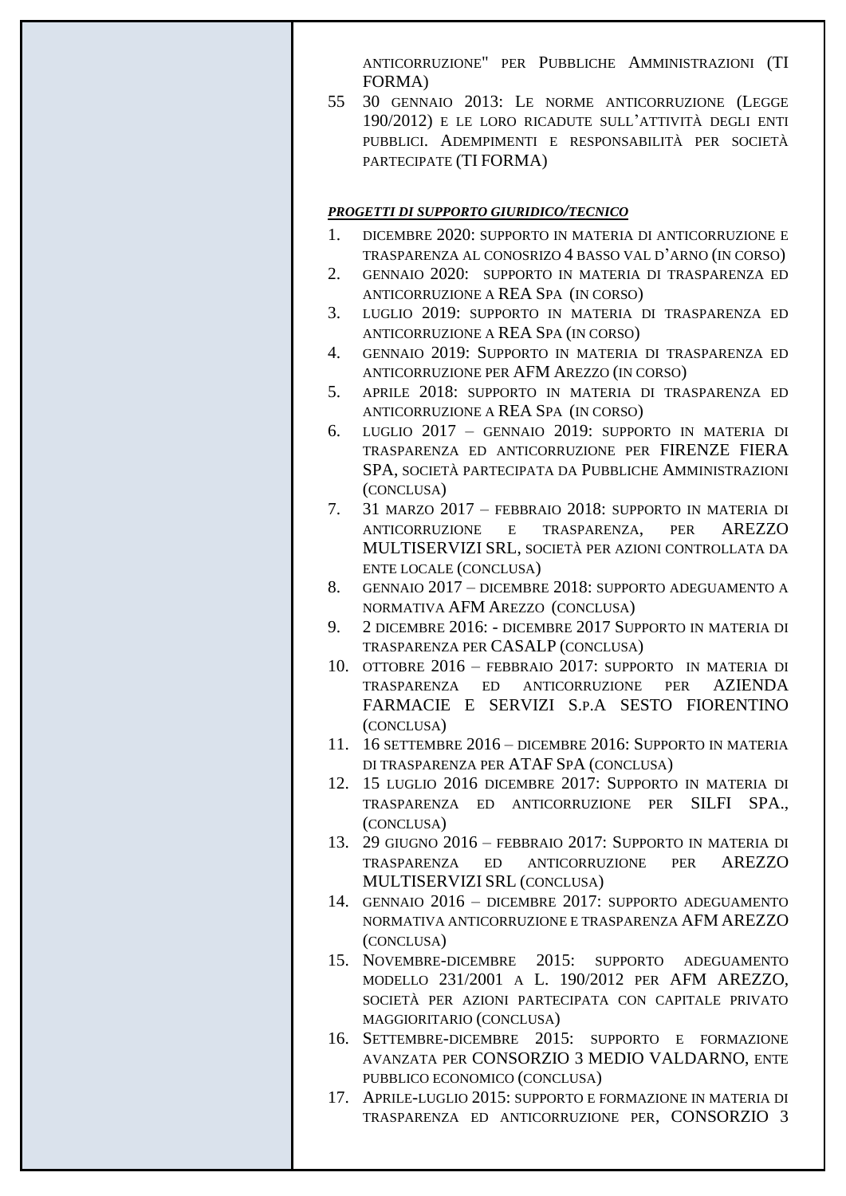anticorruzione" per Pubbliche Amministrazioni (TI FORMA)

55. 30 gennaio 2013: Le norme anticorruzione (Legge 190/2012) e le loro ricadute sull'attività degli enti pubblici. Adempimenti e responsabilità per società partecipate (TI FORMA)

***PROGETTI DI SUPPORTO GIURIDICO/TECNICO***

1. dicembre 2020: supporto in materia di anticorruzione e trasparenza al conosrizo 4 basso val d'arno (in corso)
2. gennaio 2020: supporto in materia di trasparenza ed anticorruzione a REA Spa (in corso)
3. luglio 2019: supporto in materia di trasparenza ed anticorruzione a REA Spa (in corso)
4. gennaio 2019: Supporto in materia di trasparenza ed anticorruzione per AFM Arezzo (in corso)
5. aprile 2018: supporto in materia di trasparenza ed anticorruzione a REA Spa (in corso)
6. luglio 2017 – gennaio 2019: supporto in materia di trasparenza ed anticorruzione per FIRENZE FIERA SPA, società partecipata da Pubbliche Amministrazioni (conclusa)
7. 31 marzo 2017 – febbraio 2018: supporto in materia di anticorruzione e trasparenza, per AREZZO MULTISERVIZI SRL, società per azioni controllata da ente locale (conclusa)
8. gennaio 2017 – dicembre 2018: supporto adeguamento a normativa AFM Arezzo (conclusa)
9. 2 dicembre 2016: - dicembre 2017 Supporto in materia di trasparenza per CASALP (conclusa)
10. ottobre 2016 – febbraio 2017: supporto in materia di trasparenza ed anticorruzione per AZIENDA FARMACIE E SERVIZI S.p.A SESTO FIORENTINO (conclusa)
11. 16 settembre 2016 – dicembre 2016: Supporto in materia di trasparenza per ATAF SpA (conclusa)
12. 15 luglio 2016 dicembre 2017: Supporto in materia di trasparenza ed anticorruzione per SILFI SPA., (conclusa)
13. 29 giugno 2016 – febbraio 2017: Supporto in materia di trasparenza ed anticorruzione per AREZZO MULTISERVIZI SRL (conclusa)
14. gennaio 2016 – dicembre 2017: supporto adeguamento normativa anticorruzione e trasparenza AFM AREZZO (conclusa)
15. Novembre-dicembre 2015: supporto adeguamento modello 231/2001 a L. 190/2012 per AFM AREZZO, società per azioni partecipata con capitale privato maggioritario (conclusa)
16. Settembre-dicembre 2015: supporto e formazione avanzata per CONSORZIO 3 MEDIO VALDARNO, ente pubblico economico (conclusa)
17. Aprile-luglio 2015: supporto e formazione in materia di trasparenza ed anticorruzione per, CONSORZIO 3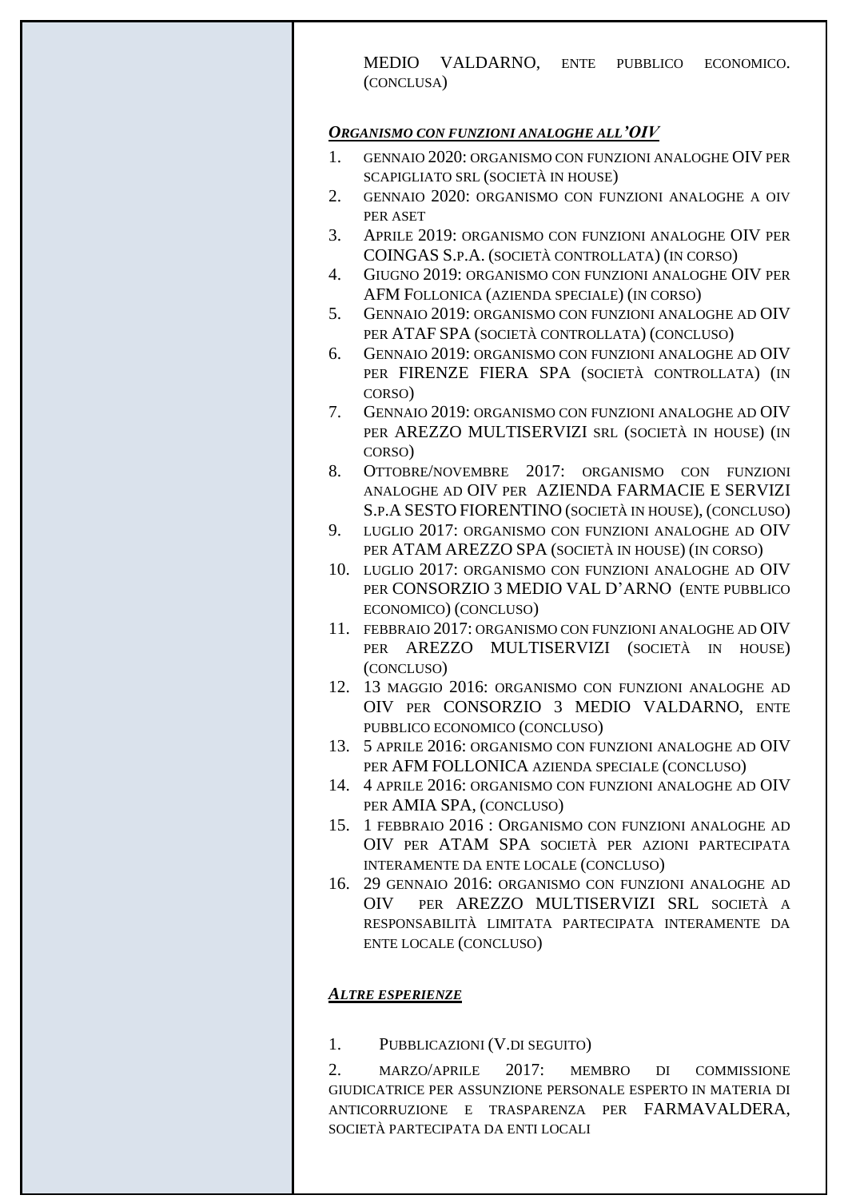MEDIO VALDARNO, ENTE PUBBLICO ECONOMICO. (CONCLUSA)

***ORGANISMO CON FUNZIONI ANALOGHE ALL'OIV***

1. GENNAIO 2020: ORGANISMO CON FUNZIONI ANALOGHE OIV PER SCAPIGLIATO SRL (SOCIETÀ IN HOUSE)
2. GENNAIO 2020: ORGANISMO CON FUNZIONI ANALOGHE A OIV PER ASET
3. APRILE 2019: ORGANISMO CON FUNZIONI ANALOGHE OIV PER COINGAS S.P.A. (SOCIETÀ CONTROLLATA) (IN CORSO)
4. GIUGNO 2019: ORGANISMO CON FUNZIONI ANALOGHE OIV PER AFM FOLLONICA (AZIENDA SPECIALE) (IN CORSO)
5. GENNAIO 2019: ORGANISMO CON FUNZIONI ANALOGHE AD OIV PER ATAF SPA (SOCIETÀ CONTROLLATA) (CONCLUSO)
6. GENNAIO 2019: ORGANISMO CON FUNZIONI ANALOGHE AD OIV PER FIRENZE FIERA SPA (SOCIETÀ CONTROLLATA) (IN CORSO)
7. GENNAIO 2019: ORGANISMO CON FUNZIONI ANALOGHE AD OIV PER AREZZO MULTISERVIZI SRL (SOCIETÀ IN HOUSE) (IN CORSO)
8. OTTOBRE/NOVEMBRE 2017: ORGANISMO CON FUNZIONI ANALOGHE AD OIV PER AZIENDA FARMACIE E SERVIZI S.P.A SESTO FIORENTINO (SOCIETÀ IN HOUSE), (CONCLUSO)
9. LUGLIO 2017: ORGANISMO CON FUNZIONI ANALOGHE AD OIV PER ATAM AREZZO SPA (SOCIETÀ IN HOUSE) (IN CORSO)
10. LUGLIO 2017: ORGANISMO CON FUNZIONI ANALOGHE AD OIV PER CONSORZIO 3 MEDIO VAL D'ARNO (ENTE PUBBLICO ECONOMICO) (CONCLUSO)
11. FEBBRAIO 2017: ORGANISMO CON FUNZIONI ANALOGHE AD OIV PER AREZZO MULTISERVIZI (SOCIETÀ IN HOUSE) (CONCLUSO)
12. 13 MAGGIO 2016: ORGANISMO CON FUNZIONI ANALOGHE AD OIV PER CONSORZIO 3 MEDIO VALDARNO, ENTE PUBBLICO ECONOMICO (CONCLUSO)
13. 5 APRILE 2016: ORGANISMO CON FUNZIONI ANALOGHE AD OIV PER AFM FOLLONICA AZIENDA SPECIALE (CONCLUSO)
14. 4 APRILE 2016: ORGANISMO CON FUNZIONI ANALOGHE AD OIV PER AMIA SPA, (CONCLUSO)
15. 1 FEBBRAIO 2016 : ORGANISMO CON FUNZIONI ANALOGHE AD OIV PER ATAM SPA SOCIETÀ PER AZIONI PARTECIPATA INTERAMENTE DA ENTE LOCALE (CONCLUSO)
16. 29 GENNAIO 2016: ORGANISMO CON FUNZIONI ANALOGHE AD OIV PER AREZZO MULTISERVIZI SRL SOCIETÀ A RESPONSABILITÀ LIMITATA PARTECIPATA INTERAMENTE DA ENTE LOCALE (CONCLUSO)

***ALTRE ESPERIENZE***

1. PUBBLICAZIONI (V.DI SEGUITO)
2. MARZO/APRILE 2017: MEMBRO DI COMMISSIONE GIUDICATRICE PER ASSUNZIONE PERSONALE ESPERTO IN MATERIA DI ANTICORRUZIONE E TRASPARENZA PER FARMAVALDERA, SOCIETÀ PARTECIPATA DA ENTI LOCALI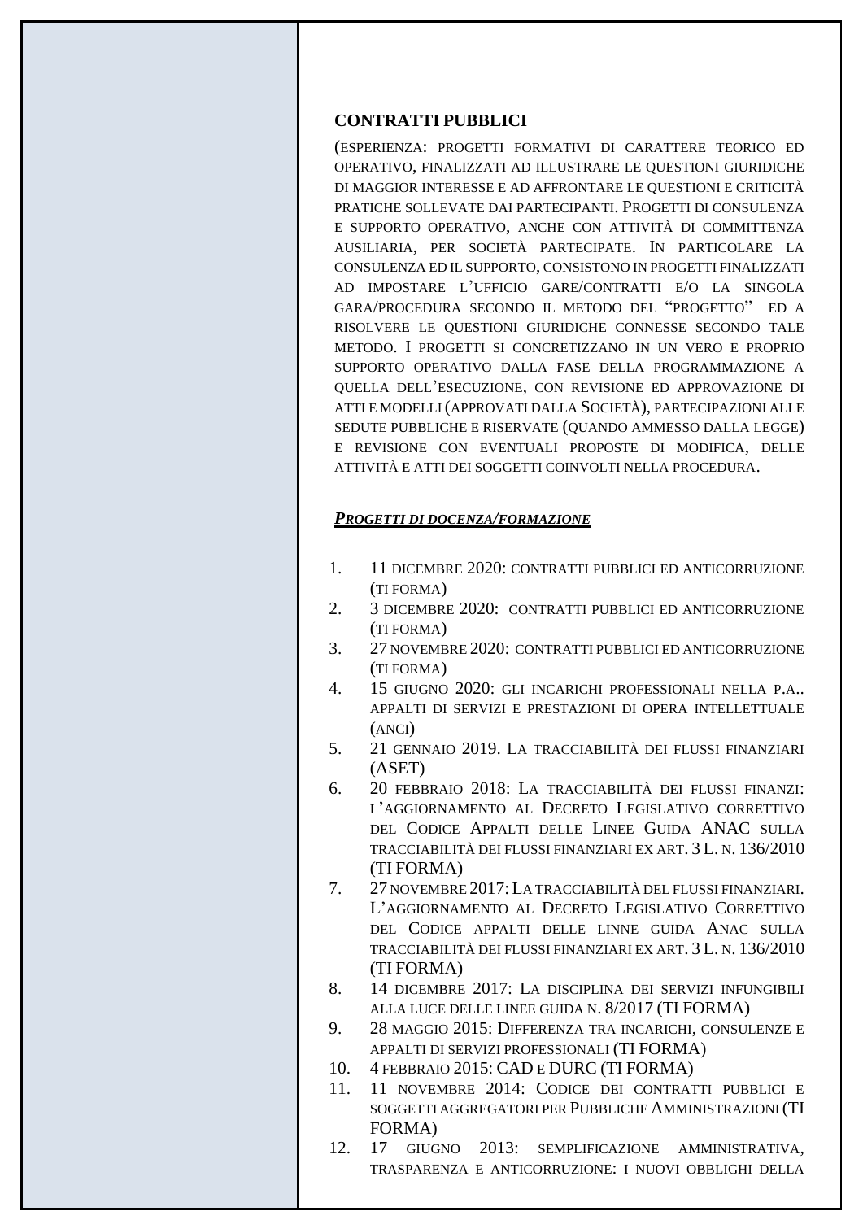**CONTRATTI PUBBLICI**

(ESPERIENZA: PROGETTI FORMATIVI DI CARATTERE TEORICO ED OPERATIVO, FINALIZZATI AD ILLUSTRARE LE QUESTIONI GIURIDICHE DI MAGGIOR INTERESSE E AD AFFRONTARE LE QUESTIONI E CRITICITÀ PRATICHE SOLLEVATE DAI PARTECIPANTI. PROGETTI DI CONSULENZA E SUPPORTO OPERATIVO, ANCHE CON ATTIVITÀ DI COMMITTENZA AUSILIARIA, PER SOCIETÀ PARTECIPATE. IN PARTICOLARE LA CONSULENZA ED IL SUPPORTO, CONSISTONO IN PROGETTI FINALIZZATI AD IMPOSTARE L'UFFICIO GARE/CONTRATTI E/O LA SINGOLA GARA/PROCEDURA SECONDO IL METODO DEL "PROGETTO" ED A RISOLVERE LE QUESTIONI GIURIDICHE CONNESSE SECONDO TALE METODO. I PROGETTI SI CONCRETIZZANO IN UN VERO E PROPRIO SUPPORTO OPERATIVO DALLA FASE DELLA PROGRAMMAZIONE A QUELLA DELL'ESECUZIONE, CON REVISIONE ED APPROVAZIONE DI ATTI E MODELLI (APPROVATI DALLA SOCIETÀ), PARTECIPAZIONI ALLE SEDUTE PUBBLICHE E RISERVATE (QUANDO AMMESSO DALLA LEGGE) E REVISIONE CON EVENTUALI PROPOSTE DI MODIFICA, DELLE ATTIVITÀ E ATTI DEI SOGGETTI COINVOLTI NELLA PROCEDURA.

***PROGETTI DI DOCENZA/FORMAZIONE***

1. 11 DICEMBRE 2020: CONTRATTI PUBBLICI ED ANTICORRUZIONE (TI FORMA)
2. 3 DICEMBRE 2020: CONTRATTI PUBBLICI ED ANTICORRUZIONE (TI FORMA)
3. 27 NOVEMBRE 2020: CONTRATTI PUBBLICI ED ANTICORRUZIONE (TI FORMA)
4. 15 GIUGNO 2020: GLI INCARICHI PROFESSIONALI NELLA P.A.. APPALTI DI SERVIZI E PRESTAZIONI DI OPERA INTELLETTUALE (ANCI)
5. 21 GENNAIO 2019. LA TRACCIABILITÀ DEI FLUSSI FINANZIARI (ASET)
6. 20 FEBBRAIO 2018: LA TRACCIABILITÀ DEI FLUSSI FINANZI: L'AGGIORNAMENTO AL DECRETO LEGISLATIVO CORRETTIVO DEL CODICE APPALTI DELLE LINEE GUIDA ANAC SULLA TRACCIABILITÀ DEI FLUSSI FINANZIARI EX ART. 3 L. N. 136/2010 (TI FORMA)
7. 27 NOVEMBRE 2017: LA TRACCIABILITÀ DEL FLUSSI FINANZIARI. L'AGGIORNAMENTO AL DECRETO LEGISLATIVO CORRETTIVO DEL CODICE APPALTI DELLE LINNE GUIDA ANAC SULLA TRACCIABILITÀ DEI FLUSSI FINANZIARI EX ART. 3 L. N. 136/2010 (TI FORMA)
8. 14 DICEMBRE 2017: LA DISCIPLINA DEI SERVIZI INFUNGIBILI ALLA LUCE DELLE LINEE GUIDA N. 8/2017 (TI FORMA)
9. 28 MAGGIO 2015: DIFFERENZA TRA INCARICHI, CONSULENZE E APPALTI DI SERVIZI PROFESSIONALI (TI FORMA)
10. 4 FEBBRAIO 2015: CAD E DURC (TI FORMA)
11. 11 NOVEMBRE 2014: CODICE DEI CONTRATTI PUBBLICI E SOGGETTI AGGREGATORI PER PUBBLICHE AMMINISTRAZIONI (TI FORMA)
12. 17 GIUGNO 2013: SEMPLIFICAZIONE AMMINISTRATIVA, TRASPARENZA E ANTICORRUZIONE: I NUOVI OBBLIGHI DELLA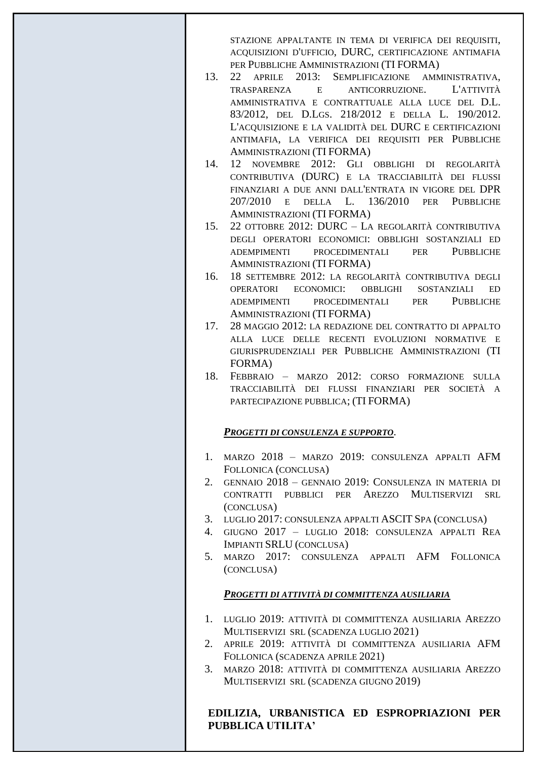stazione appaltante in tema di verifica dei requisiti, acquisizioni d'ufficio, DURC, certificazione antimafia per Pubbliche Amministrazioni (TI FORMA)

13. 22 aprile 2013: Semplificazione amministrativa, trasparenza e anticorruzione. L'attività amministrativa e contrattuale alla luce del D.L. 83/2012, del D.Lgs. 218/2012 e della L. 190/2012. L'acquisizione e la validità del DURC e certificazioni antimafia, la verifica dei requisiti per Pubbliche Amministrazioni (TI FORMA)
14. 12 novembre 2012: Gli obblighi di regolarità contributiva (DURC) e la tracciabilità dei flussi finanziari a due anni dall'entrata in vigore del DPR 207/2010 e della L. 136/2010 per Pubbliche Amministrazioni (TI FORMA)
15. 22 ottobre 2012: DURC – La regolarità contributiva degli operatori economici: obblighi sostanziali ed adempimenti procedimentali per Pubbliche Amministrazioni (TI FORMA)
16. 18 settembre 2012: la regolarità contributiva degli operatori economici: obblighi sostanziali ed adempimenti procedimentali per Pubbliche Amministrazioni (TI FORMA)
17. 28 maggio 2012: la redazione del contratto di appalto alla luce delle recenti evoluzioni normative e giurisprudenziali per Pubbliche Amministrazioni (TI FORMA)
18. Febbraio – marzo 2012: corso formazione sulla tracciabilità dei flussi finanziari per società a partecipazione pubblica; (TI FORMA)

***<u>Progetti di consulenza e supporto</u>.***

1. marzo 2018 – marzo 2019: consulenza appalti AFM Follonica (conclusa)
2. gennaio 2018 – gennaio 2019: Consulenza in materia di contratti pubblici per Arezzo Multiservizi srl (conclusa)
3. luglio 2017: consulenza appalti ASCIT Spa (conclusa)
4. giugno 2017 – luglio 2018: consulenza appalti Rea Impianti SRLU (conclusa)
5. marzo 2017: consulenza appalti AFM Follonica (conclusa)

***<u>Progetti di attività di committenza ausiliaria</u>***

1. luglio 2019: attività di committenza ausiliaria Arezzo Multiservizi srl (scadenza luglio 2021)
2. aprile 2019: attività di committenza ausiliaria AFM Follonica (scadenza aprile 2021)
3. marzo 2018: attività di committenza ausiliaria Arezzo Multiservizi srl (scadenza giugno 2019)

**EDILIZIA, URBANISTICA ED ESPROPRIAZIONI PER PUBBLICA UTILITA'**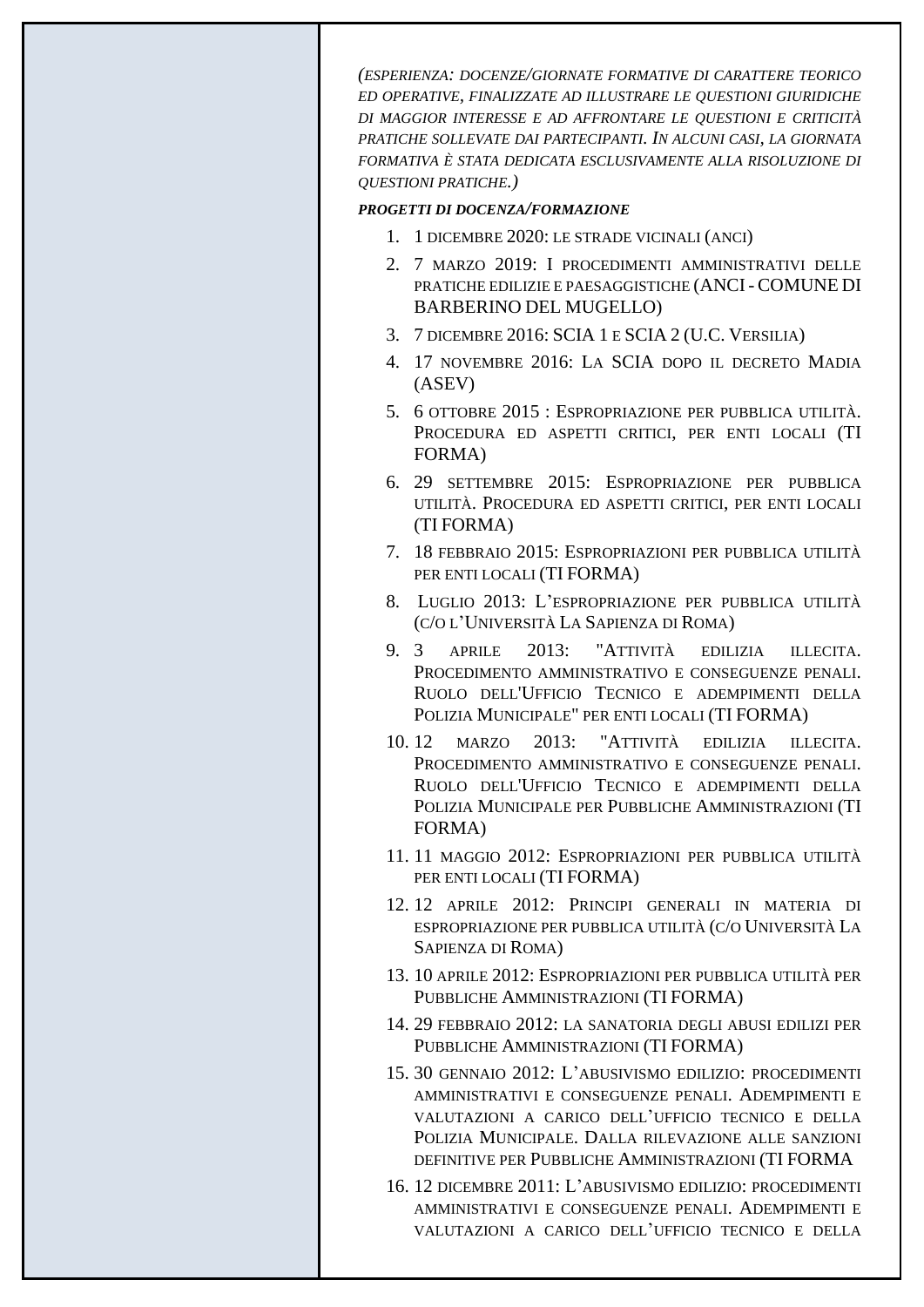*(Esperienza: docenze/giornate formative di carattere teorico ed operative, finalizzate ad illustrare le questioni giuridiche di maggior interesse e ad affrontare le questioni e criticità pratiche sollevate dai partecipanti. In alcuni casi, la giornata formativa è stata dedicata esclusivamente alla risoluzione di questioni pratiche.)*

***Progetti di docenza/formazione***

1. 1 dicembre 2020: le strade vicinali (ANCI)
2. 7 marzo 2019: I procedimenti amministrativi delle pratiche edilizie e paesaggistiche (ANCI - COMUNE DI BARBERINO DEL MUGELLO)
3. 7 dicembre 2016: SCIA 1 e SCIA 2 (U.C. Versilia)
4. 17 novembre 2016: La SCIA dopo il decreto Madia (ASEV)
5. 6 ottobre 2015 : Espropriazione per pubblica utilità. Procedura ed aspetti critici, per enti locali (TI FORMA)
6. 29 settembre 2015: Espropriazione per pubblica utilità. Procedura ed aspetti critici, per enti locali (TI FORMA)
7. 18 febbraio 2015: Espropriazioni per pubblica utilità per enti locali (TI FORMA)
8. Luglio 2013: L'espropriazione per pubblica utilità (c/o l'Università La Sapienza di Roma)
9. 3 aprile 2013: "Attività edilizia illecita. Procedimento amministrativo e conseguenze penali. Ruolo dell'Ufficio Tecnico e adempimenti della Polizia Municipale" per enti locali (TI FORMA)
10. 12 marzo 2013: "Attività edilizia illecita. Procedimento amministrativo e conseguenze penali. Ruolo dell'Ufficio Tecnico e adempimenti della Polizia Municipale per Pubbliche Amministrazioni (TI FORMA)
11. 11 maggio 2012: Espropriazioni per pubblica utilità per enti locali (TI FORMA)
12. 12 aprile 2012: Principi generali in materia di espropriazione per pubblica utilità (c/o Università La Sapienza di Roma)
13. 10 aprile 2012: Espropriazioni per pubblica utilità per Pubbliche Amministrazioni (TI FORMA)
14. 29 febbraio 2012: la sanatoria degli abusi edilizi per Pubbliche Amministrazioni (TI FORMA)
15. 30 gennaio 2012: L'abusivismo edilizio: procedimenti amministrativi e conseguenze penali. Adempimenti e valutazioni a carico dell'ufficio tecnico e della Polizia Municipale. Dalla rilevazione alle sanzioni definitive per Pubbliche Amministrazioni (TI FORMA
16. 12 dicembre 2011: L'abusivismo edilizio: procedimenti amministrativi e conseguenze penali. Adempimenti e valutazioni a carico dell'ufficio tecnico e della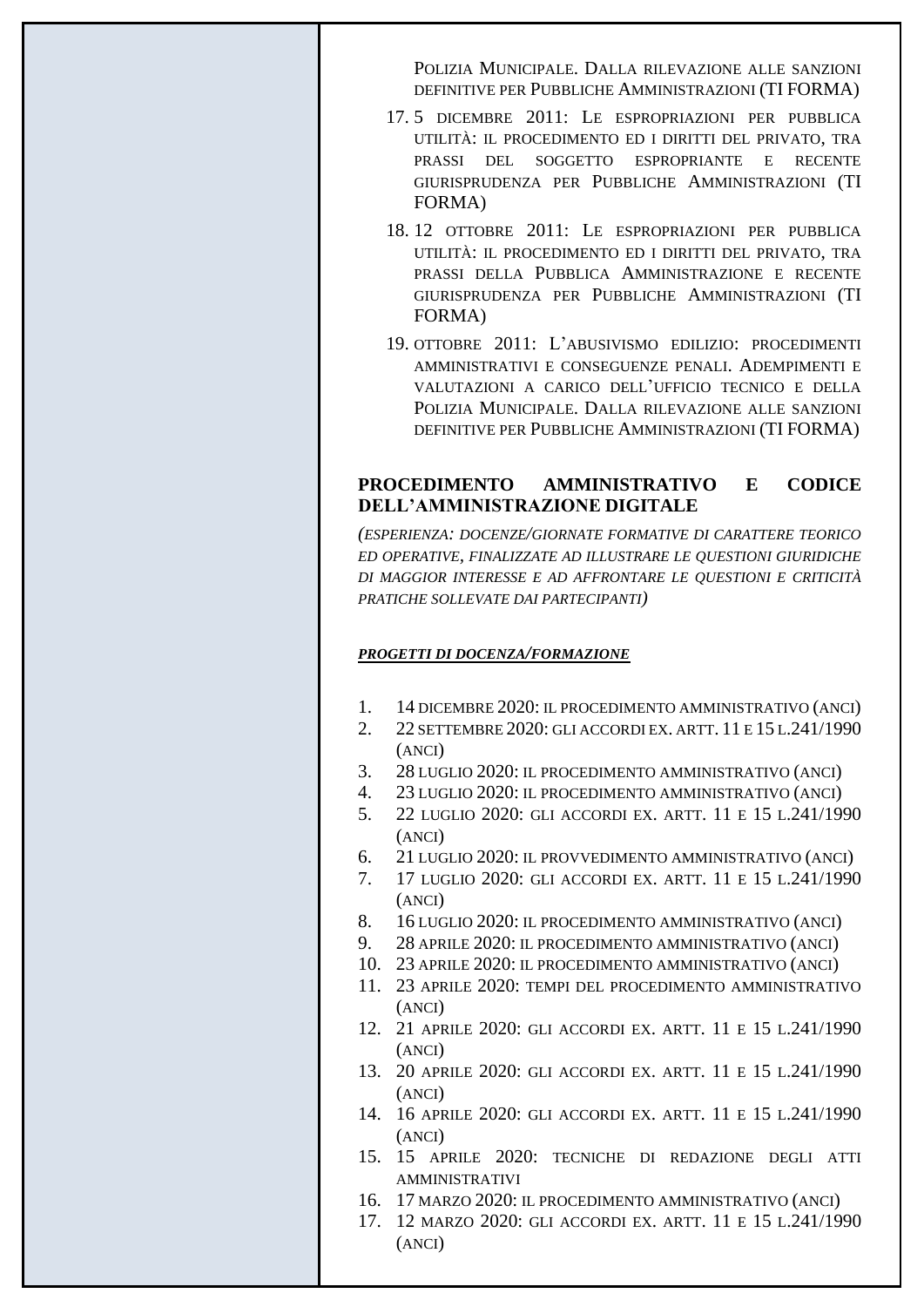Polizia Municipale. Dalla rilevazione alle sanzioni definitive per Pubbliche Amministrazioni (TI FORMA)

17. 5 dicembre 2011: Le espropriazioni per pubblica utilità: il procedimento ed i diritti del privato, tra prassi del soggetto espropriante e recente giurisprudenza per Pubbliche Amministrazioni (TI FORMA)
18. 12 ottobre 2011: Le espropriazioni per pubblica utilità: il procedimento ed i diritti del privato, tra prassi della Pubblica Amministrazione e recente giurisprudenza per Pubbliche Amministrazioni (TI FORMA)
19. ottobre 2011: L'abusivismo edilizio: procedimenti amministrativi e conseguenze penali. Adempimenti e valutazioni a carico dell'ufficio tecnico e della Polizia Municipale. Dalla rilevazione alle sanzioni definitive per Pubbliche Amministrazioni (TI FORMA)

## PROCEDIMENTO AMMINISTRATIVO E CODICE DELL'AMMINISTRAZIONE DIGITALE

*(esperienza: docenze/giornate formative di carattere teorico ed operative, finalizzate ad illustrare le questioni giuridiche di maggior interesse e ad affrontare le questioni e criticità pratiche sollevate dai partecipanti)*

***<u>PROGETTI DI DOCENZA/FORMAZIONE</u>***

1. 14 dicembre 2020: il procedimento amministrativo (ANCI)
2. 22 settembre 2020: gli accordi ex. artt. 11 e 15 l.241/1990 (ANCI)
3. 28 luglio 2020: il procedimento amministrativo (ANCI)
4. 23 luglio 2020: il procedimento amministrativo (ANCI)
5. 22 luglio 2020: gli accordi ex. artt. 11 e 15 l.241/1990 (ANCI)
6. 21 luglio 2020: il provvedimento amministrativo (ANCI)
7. 17 luglio 2020: gli accordi ex. artt. 11 e 15 l.241/1990 (ANCI)
8. 16 luglio 2020: il procedimento amministrativo (ANCI)
9. 28 aprile 2020: il procedimento amministrativo (ANCI)
10. 23 aprile 2020: il procedimento amministrativo (ANCI)
11. 23 aprile 2020: tempi del procedimento amministrativo (ANCI)
12. 21 aprile 2020: gli accordi ex. artt. 11 e 15 l.241/1990 (ANCI)
13. 20 aprile 2020: gli accordi ex. artt. 11 e 15 l.241/1990 (ANCI)
14. 16 aprile 2020: gli accordi ex. artt. 11 e 15 l.241/1990 (ANCI)
15. 15 aprile 2020: tecniche di redazione degli atti amministrativi
16. 17 marzo 2020: il procedimento amministrativo (ANCI)
17. 12 marzo 2020: gli accordi ex. artt. 11 e 15 l.241/1990 (ANCI)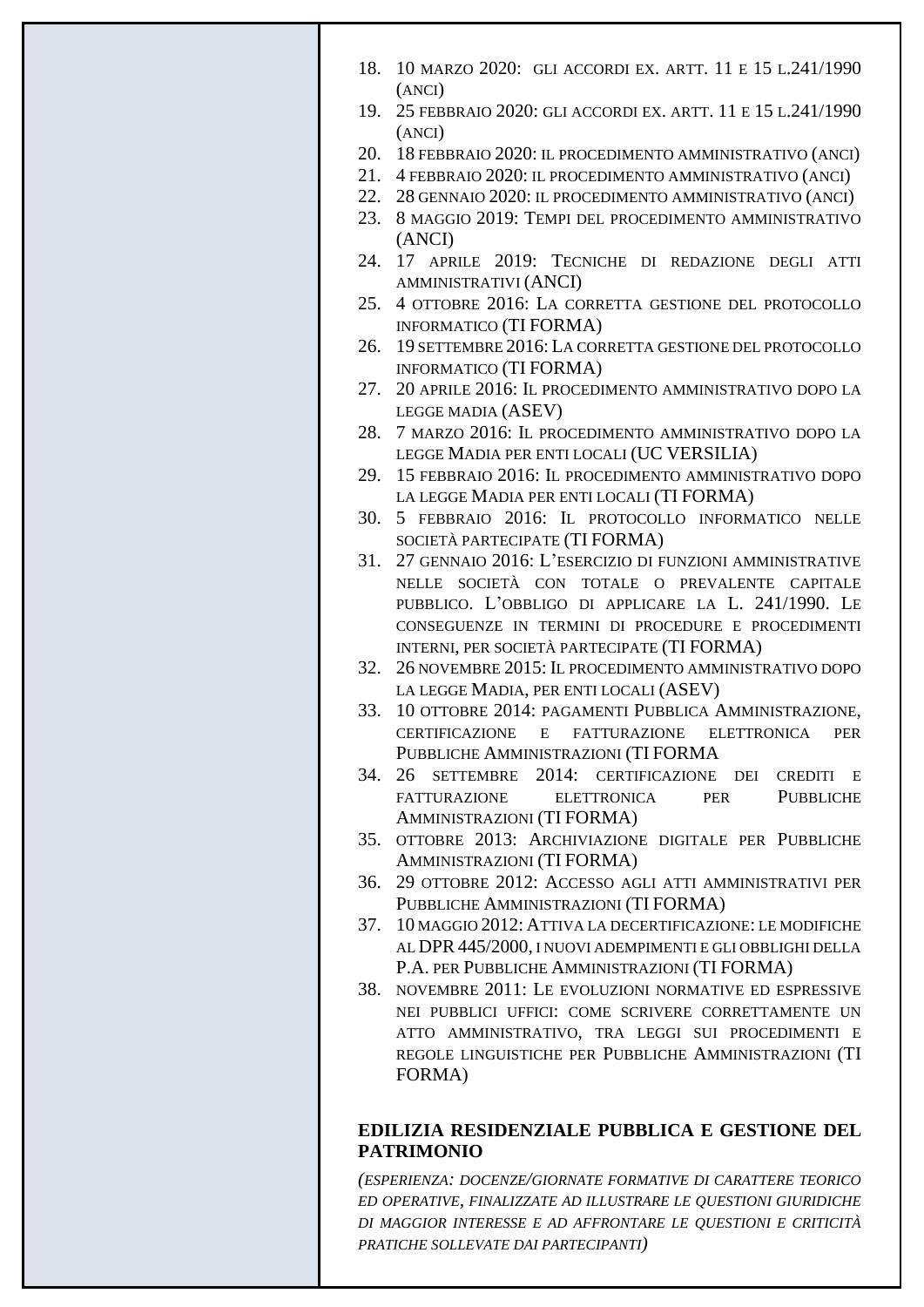18. 10 marzo 2020: gli accordi ex. artt. 11 e 15 l.241/1990 (anci)
19. 25 febbraio 2020: gli accordi ex. artt. 11 e 15 l.241/1990 (anci)
20. 18 febbraio 2020: il procedimento amministrativo (anci)
21. 4 febbraio 2020: il procedimento amministrativo (anci)
22. 28 gennaio 2020: il procedimento amministrativo (anci)
23. 8 maggio 2019: Tempi del procedimento amministrativo (ANCI)
24. 17 aprile 2019: Tecniche di redazione degli atti amministrativi (ANCI)
25. 4 ottobre 2016: La corretta gestione del protocollo informatico (TI FORMA)
26. 19 settembre 2016: La corretta gestione del protocollo informatico (TI FORMA)
27. 20 aprile 2016: Il procedimento amministrativo dopo la legge madia (ASEV)
28. 7 marzo 2016: Il procedimento amministrativo dopo la legge Madia per enti locali (UC VERSILIA)
29. 15 febbraio 2016: Il procedimento amministrativo dopo la legge Madia per enti locali (TI FORMA)
30. 5 febbraio 2016: Il protocollo informatico nelle società partecipate (TI FORMA)
31. 27 gennaio 2016: L'esercizio di funzioni amministrative nelle società con totale o prevalente capitale pubblico. L'obbligo di applicare la L. 241/1990. Le conseguenze in termini di procedure e procedimenti interni, per società partecipate (TI FORMA)
32. 26 novembre 2015: Il procedimento amministrativo dopo la legge Madia, per enti locali (ASEV)
33. 10 ottobre 2014: pagamenti Pubblica Amministrazione, certificazione e fatturazione elettronica per Pubbliche Amministrazioni (TI FORMA
34. 26 settembre 2014: certificazione dei crediti e fatturazione elettronica per Pubbliche Amministrazioni (TI FORMA)
35. ottobre 2013: Archiviazione digitale per Pubbliche Amministrazioni (TI FORMA)
36. 29 ottobre 2012: Accesso agli atti amministrativi per Pubbliche Amministrazioni (TI FORMA)
37. 10 maggio 2012: Attiva la decertificazione: le modifiche al DPR 445/2000, i nuovi adempimenti e gli obblighi della P.A. per Pubbliche Amministrazioni (TI FORMA)
38. novembre 2011: Le evoluzioni normative ed espressive nei pubblici uffici: come scrivere correttamente un atto amministrativo, tra leggi sui procedimenti e regole linguistiche per Pubbliche Amministrazioni (TI FORMA)

## EDILIZIA RESIDENZIALE PUBBLICA E GESTIONE DEL PATRIMONIO

*(esperienza: docenze/giornate formative di carattere teorico ed operative, finalizzate ad illustrare le questioni giuridiche di maggior interesse e ad affrontare le questioni e criticità pratiche sollevate dai partecipanti)*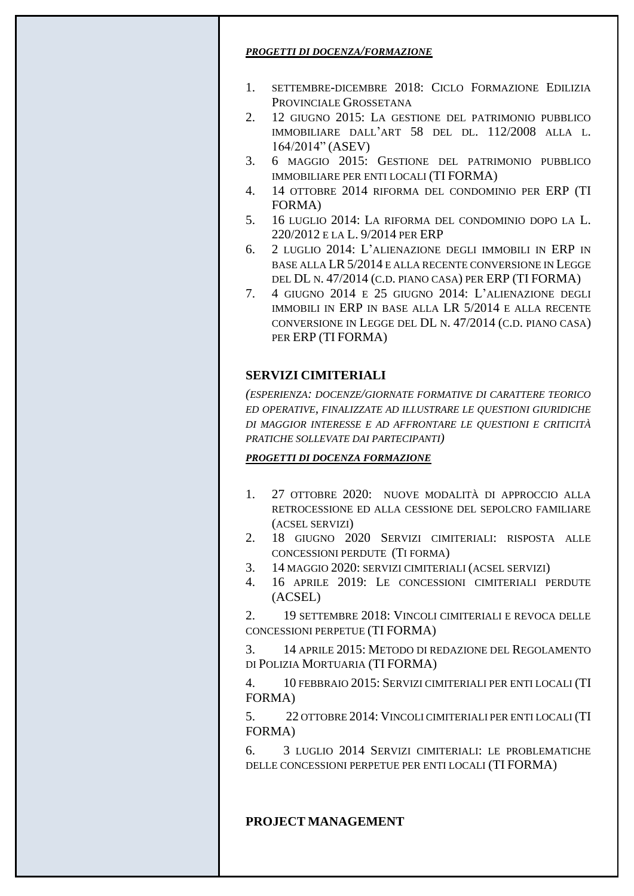***PROGETTI DI DOCENZA/FORMAZIONE***

1. settembre-dicembre 2018: Ciclo Formazione Edilizia Provinciale Grossetana
2. 12 giugno 2015: La gestione del patrimonio pubblico immobiliare dall'art 58 del dl. 112/2008 alla l. 164/2014" (ASEV)
3. 6 maggio 2015: Gestione del patrimonio pubblico immobiliare per enti locali (TI FORMA)
4. 14 ottobre 2014 riforma del condominio per ERP (TI FORMA)
5. 16 luglio 2014: La riforma del condominio dopo la L. 220/2012 e la L. 9/2014 per ERP
6. 2 luglio 2014: L'alienazione degli immobili in ERP in base alla LR 5/2014 e alla recente conversione in Legge del DL n. 47/2014 (c.d. piano casa) per ERP (TI FORMA)
7. 4 giugno 2014 e 25 giugno 2014: L'alienazione degli immobili in ERP in base alla LR 5/2014 e alla recente conversione in Legge del DL n. 47/2014 (c.d. piano casa) per ERP (TI FORMA)

## SERVIZI CIMITERIALI

*(esperienza: docenze/giornate formative di carattere teorico ed operative, finalizzate ad illustrare le questioni giuridiche di maggior interesse e ad affrontare le questioni e criticità pratiche sollevate dai partecipanti)*

***PROGETTI DI DOCENZA FORMAZIONE***

1. 27 ottobre 2020: nuove modalità di approccio alla retrocessione ed alla cessione del sepolcro familiare (acsel servizi)
2. 18 giugno 2020 Servizi cimiteriali: risposta alle concessioni perdute (Ti forma)
3. 14 maggio 2020: servizi cimiteriali (acsel servizi)
4. 16 aprile 2019: Le concessioni cimiteriali perdute (ACSEL)

2. 19 settembre 2018: Vincoli cimiteriali e revoca delle concessioni perpetue (TI FORMA)

3. 14 aprile 2015: Metodo di redazione del Regolamento di Polizia Mortuaria (TI FORMA)

4. 10 febbraio 2015: Servizi cimiteriali per enti locali (TI FORMA)

5. 22 ottobre 2014: Vincoli cimiteriali per enti locali (TI FORMA)

6. 3 luglio 2014 Servizi cimiteriali: le problematiche delle concessioni perpetue per enti locali (TI FORMA)

## PROJECT MANAGEMENT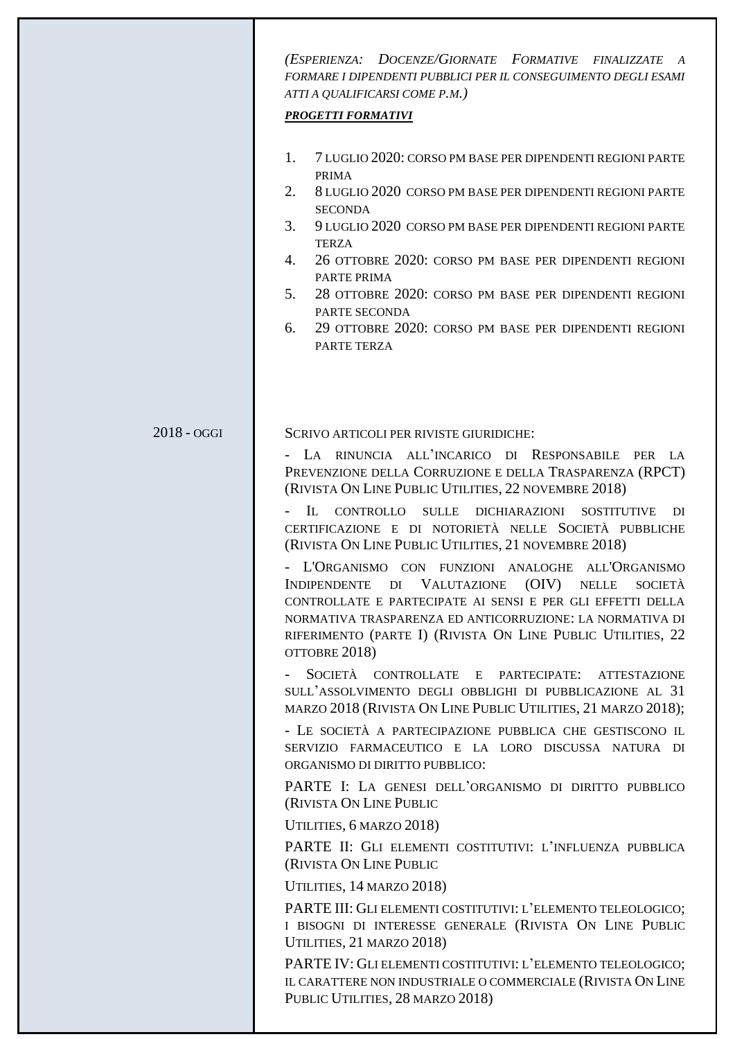*(Esperienza: Docenze/Giornate Formative finalizzate a formare i dipendenti pubblici per il conseguimento degli esami atti a qualificarsi come P.M.)*

***Progetti formativi***

1. 7 luglio 2020: corso PM base per dipendenti regioni parte prima
2. 8 luglio 2020 corso PM base per dipendenti regioni parte seconda
3. 9 luglio 2020 corso PM base per dipendenti regioni parte terza
4. 26 ottobre 2020: corso PM base per dipendenti regioni parte prima
5. 28 ottobre 2020: corso PM base per dipendenti regioni parte seconda
6. 29 ottobre 2020: corso PM base per dipendenti regioni parte terza

2018 - oggi

Scrivo articoli per riviste giuridiche:

- La rinuncia all'incarico di Responsabile per la Prevenzione della Corruzione e della Trasparenza (RPCT) (Rivista On Line Public Utilities, 22 novembre 2018)

- Il controllo sulle dichiarazioni sostitutive di certificazione e di notorietà nelle Società pubbliche (Rivista On Line Public Utilities, 21 novembre 2018)

- L'Organismo con funzioni analoghe all'Organismo Indipendente di Valutazione (OIV) nelle società controllate e partecipate ai sensi e per gli effetti della normativa trasparenza ed anticorruzione: la normativa di riferimento (parte I) (Rivista On Line Public Utilities, 22 ottobre 2018)

- Società controllate e partecipate: attestazione sull'assolvimento degli obblighi di pubblicazione al 31 marzo 2018 (Rivista On Line Public Utilities, 21 marzo 2018);

- Le società a partecipazione pubblica che gestiscono il servizio farmaceutico e la loro discussa natura di organismo di diritto pubblico:

PARTE I: La genesi dell'organismo di diritto pubblico (Rivista On Line Public Utilities, 6 marzo 2018)

PARTE II: Gli elementi costitutivi: l'influenza pubblica (Rivista On Line Public Utilities, 14 marzo 2018)

PARTE III: Gli elementi costitutivi: l'elemento teleologico; i bisogni di interesse generale (Rivista On Line Public Utilities, 21 marzo 2018)

PARTE IV: Gli elementi costitutivi: l'elemento teleologico; il carattere non industriale o commerciale (Rivista On Line Public Utilities, 28 marzo 2018)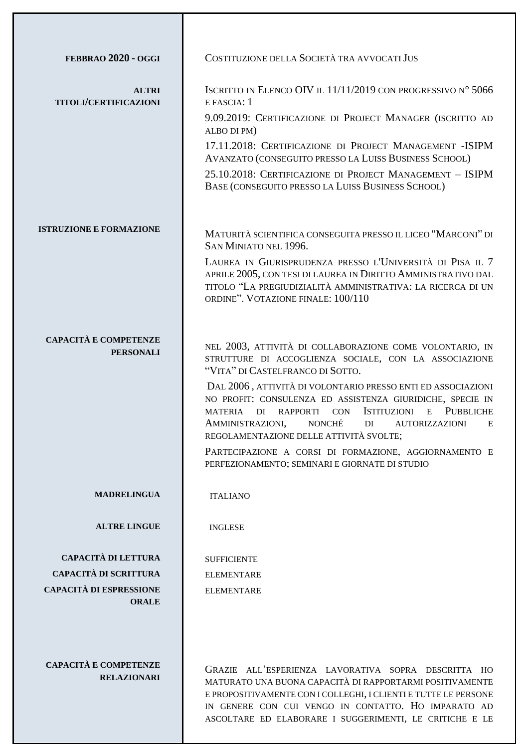**FEBBRAO 2020 - OGGI**

Costituzione della Società tra avvocati Jus

**ALTRI TITOLI/CERTIFICAZIONI**

Iscritto in Elenco OIV il 11/11/2019 con progressivo n° 5066 e fascia: 1

9.09.2019: Certificazione di Project Manager (iscritto ad albo di PM)

17.11.2018: Certificazione di Project Management -ISIPM Avanzato (conseguito presso la Luiss Business School)

25.10.2018: Certificazione di Project Management – ISIPM Base (conseguito presso la Luiss Business School)

**ISTRUZIONE E FORMAZIONE**

Maturità scientifica conseguita presso il liceo "Marconi" di San Miniato nel 1996.

Laurea in Giurisprudenza presso l'Università di Pisa il 7 aprile 2005, con tesi di laurea in Diritto Amministrativo dal titolo "La pregiudizialità amministrativa: la ricerca di un ordine". Votazione finale: 100/110

**CAPACITÀ E COMPETENZE PERSONALI**

nel 2003, attività di collaborazione come volontario, in strutture di accoglienza sociale, con la associazione "Vita" di Castelfranco di Sotto.

Dal 2006 , attività di volontario presso enti ed associazioni no profit: consulenza ed assistenza giuridiche, specie in materia di rapporti con Istituzioni e Pubbliche Amministrazioni, nonché di autorizzazioni e regolamentazione delle attività svolte;

Partecipazione a corsi di formazione, aggiornamento e perfezionamento; seminari e giornate di studio

**MADRELINGUA**

italiano

**ALTRE LINGUE**

inglese

**CAPACITÀ DI LETTURA** sufficiente

**CAPACITÀ DI SCRITTURA** elementare

**CAPACITÀ DI ESPRESSIONE ORALE** elementare

**CAPACITÀ E COMPETENZE RELAZIONARI**

Grazie all'esperienza lavorativa sopra descritta ho maturato una buona capacità di rapportarmi positivamente e propositivamente con i colleghi, i clienti e tutte le persone in genere con cui vengo in contatto. Ho imparato ad ascoltare ed elaborare i suggerimenti, le critiche e le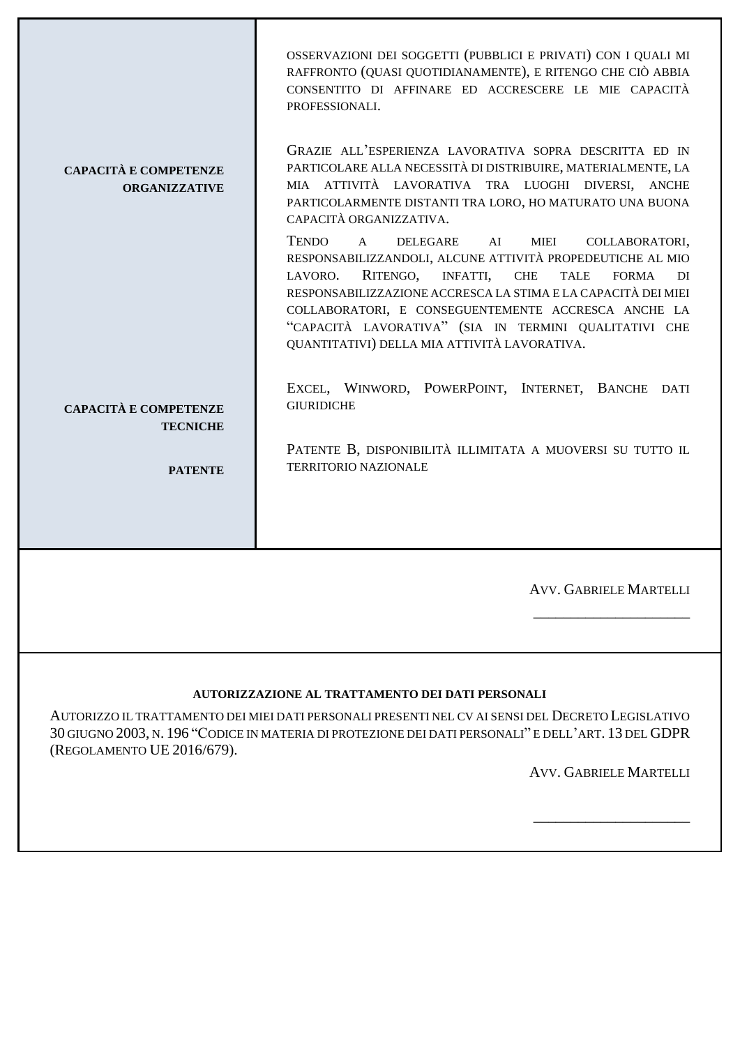| | |
|---|---|
| | Osservazioni dei soggetti (pubblici e privati) con i quali mi raffronto (quasi quotidianamente), e ritengo che ciò abbia consentito di affinare ed accrescere le mie capacità professionali. |
| **Capacità e competenze organizzative** | Grazie all'esperienza lavorativa sopra descritta ed in particolare alla necessità di distribuire, materialmente, la mia attività lavorativa tra luoghi diversi, anche particolarmente distanti tra loro, ho maturato una buona capacità organizzativa.<br>Tendo a delegare ai miei collaboratori, responsabilizzandoli, alcune attività propedeutiche al mio lavoro. Ritengo, infatti, che tale forma di responsabilizzazione accresca la stima e la capacità dei miei collaboratori, e conseguentemente accresca anche la "capacità lavorativa" (sia in termini qualitativi che quantitativi) della mia attività lavorativa. |
| **Capacità e competenze tecniche** | Excel, Winword, PowerPoint, Internet, Banche dati giuridiche |
| **Patente** | Patente B, disponibilità illimitata a muoversi su tutto il territorio nazionale |

Avv. Gabriele Martelli

______________________

**AUTORIZZAZIONE AL TRATTAMENTO DEI DATI PERSONALI**

Autorizzo il trattamento dei miei dati personali presenti nel CV ai sensi del Decreto Legislativo 30 giugno 2003, n. 196 "Codice in materia di protezione dei dati personali" e dell'art. 13 del GDPR (Regolamento UE 2016/679).

Avv. Gabriele Martelli

______________________